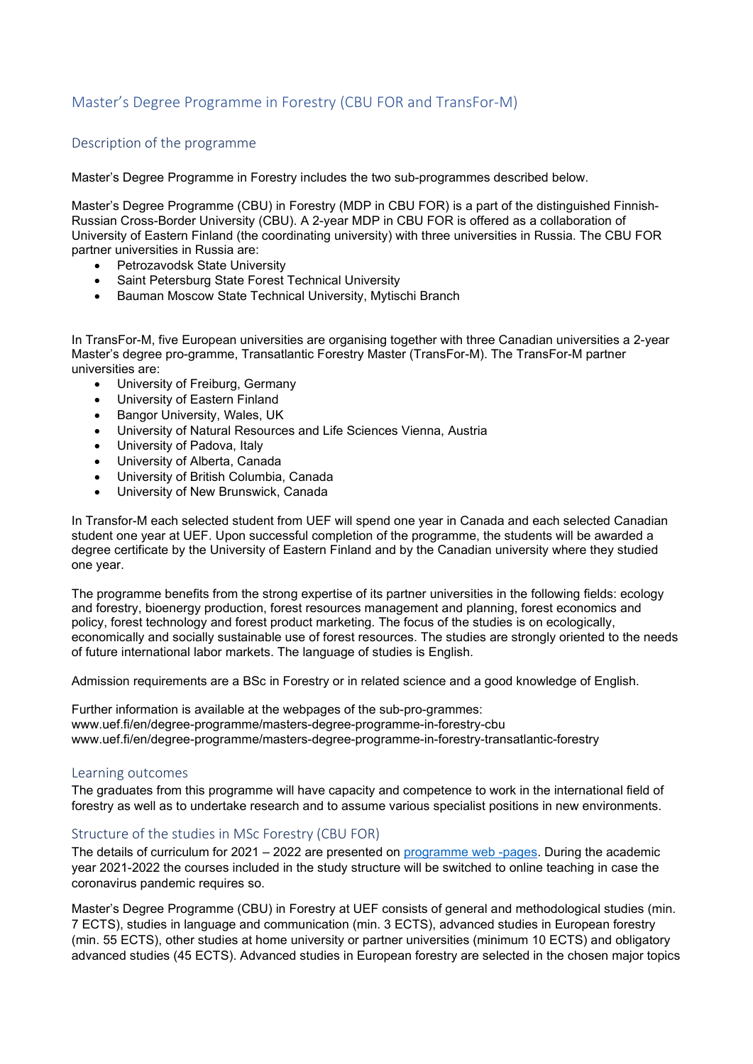# Master's Degree Programme in Forestry (CBU FOR and TransFor-M)

## Description of the programme

Master's Degree Programme in Forestry includes the two sub-programmes described below.

Master's Degree Programme (CBU) in Forestry (MDP in CBU FOR) is a part of the distinguished Finnish-Russian Cross-Border University (CBU). A 2-year MDP in CBU FOR is offered as a collaboration of University of Eastern Finland (the coordinating university) with three universities in Russia. The CBU FOR partner universities in Russia are:

- Petrozavodsk State University
- Saint Petersburg State Forest Technical University
- Bauman Moscow State Technical University, Mytischi Branch

In TransFor-M, five European universities are organising together with three Canadian universities a 2-year Master's degree pro-gramme, Transatlantic Forestry Master (TransFor-M). The TransFor-M partner universities are:

- University of Freiburg, Germany
- University of Eastern Finland
- Bangor University, Wales, UK
- University of Natural Resources and Life Sciences Vienna, Austria
- University of Padova, Italy
- University of Alberta, Canada
- University of British Columbia, Canada
- University of New Brunswick, Canada

In Transfor-M each selected student from UEF will spend one year in Canada and each selected Canadian student one year at UEF. Upon successful completion of the programme, the students will be awarded a degree certificate by the University of Eastern Finland and by the Canadian university where they studied one year.

The programme benefits from the strong expertise of its partner universities in the following fields: ecology and forestry, bioenergy production, forest resources management and planning, forest economics and policy, forest technology and forest product marketing. The focus of the studies is on ecologically, economically and socially sustainable use of forest resources. The studies are strongly oriented to the needs of future international labor markets. The language of studies is English.

Admission requirements are a BSc in Forestry or in related science and a good knowledge of English.

Further information is available at the webpages of the sub-pro-grammes:
www.uef.fi/en/degree-programme/masters-degree-programme-in-forestry-cbu
www.uef.fi/en/degree-programme/masters-degree-programme-in-forestry-transatlantic-forestry

## Learning outcomes

The graduates from this programme will have capacity and competence to work in the international field of forestry as well as to undertake research and to assume various specialist positions in new environments.

## Structure of the studies in MSc Forestry (CBU FOR)

The details of curriculum for 2021 – 2022 are presented on [programme web -pages](). During the academic year 2021-2022 the courses included in the study structure will be switched to online teaching in case the coronavirus pandemic requires so.

Master's Degree Programme (CBU) in Forestry at UEF consists of general and methodological studies (min. 7 ECTS), studies in language and communication (min. 3 ECTS), advanced studies in European forestry (min. 55 ECTS), other studies at home university or partner universities (minimum 10 ECTS) and obligatory advanced studies (45 ECTS). Advanced studies in European forestry are selected in the chosen major topics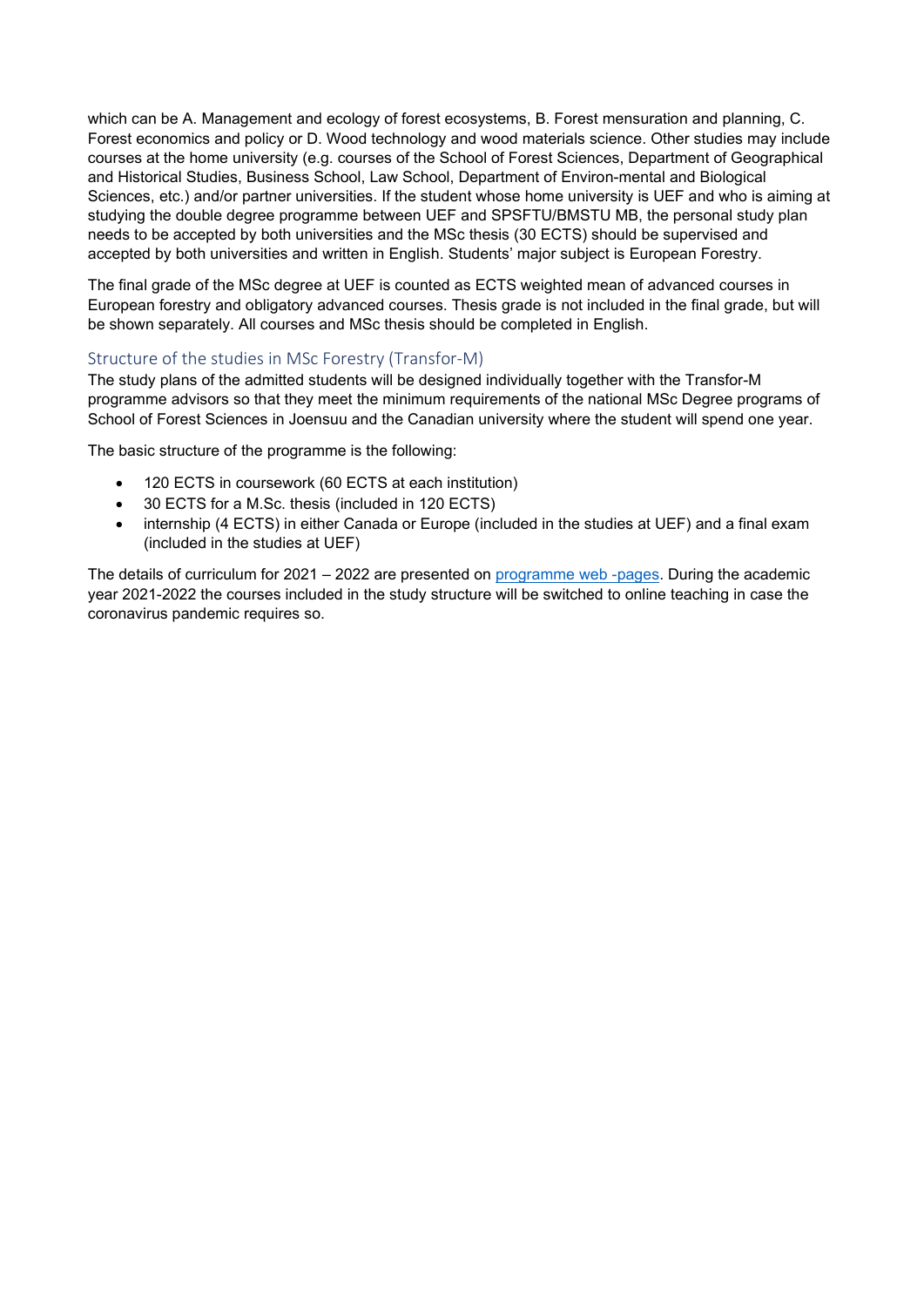which can be A. Management and ecology of forest ecosystems, B. Forest mensuration and planning, C. Forest economics and policy or D. Wood technology and wood materials science. Other studies may include courses at the home university (e.g. courses of the School of Forest Sciences, Department of Geographical and Historical Studies, Business School, Law School, Department of Environ-mental and Biological Sciences, etc.) and/or partner universities. If the student whose home university is UEF and who is aiming at studying the double degree programme between UEF and SPSFTU/BMSTU MB, the personal study plan needs to be accepted by both universities and the MSc thesis (30 ECTS) should be supervised and accepted by both universities and written in English. Students' major subject is European Forestry.

The final grade of the MSc degree at UEF is counted as ECTS weighted mean of advanced courses in European forestry and obligatory advanced courses. Thesis grade is not included in the final grade, but will be shown separately. All courses and MSc thesis should be completed in English.

## Structure of the studies in MSc Forestry (Transfor-M)

The study plans of the admitted students will be designed individually together with the Transfor-M programme advisors so that they meet the minimum requirements of the national MSc Degree programs of School of Forest Sciences in Joensuu and the Canadian university where the student will spend one year.

The basic structure of the programme is the following:

- 120 ECTS in coursework (60 ECTS at each institution)
- 30 ECTS for a M.Sc. thesis (included in 120 ECTS)
- internship (4 ECTS) in either Canada or Europe (included in the studies at UEF) and a final exam (included in the studies at UEF)

The details of curriculum for 2021 – 2022 are presented on programme web -pages. During the academic year 2021-2022 the courses included in the study structure will be switched to online teaching in case the coronavirus pandemic requires so.